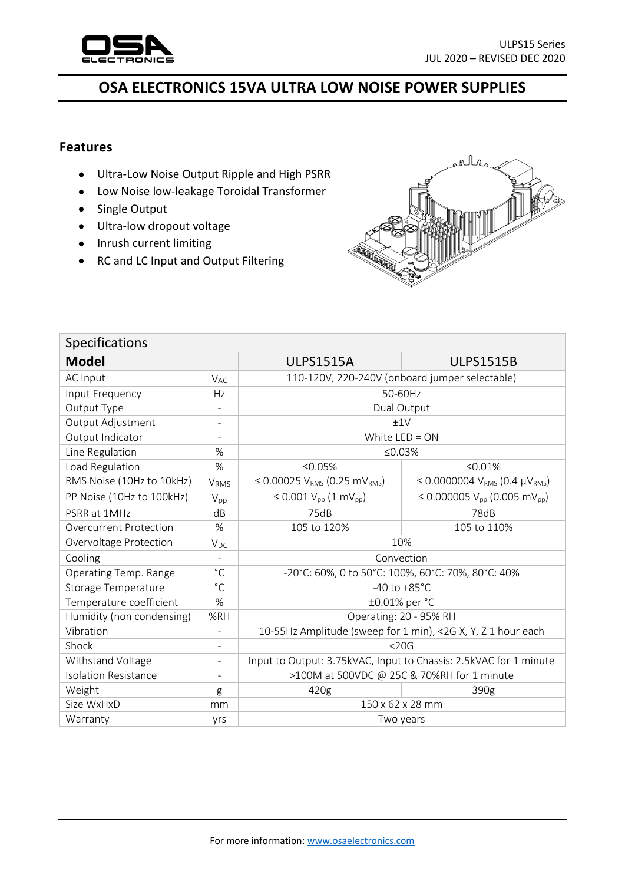# OSA ELECTRONICS 15VA ULTRA LOW NOISE POWER SUPPLIES

## Features

- Ultra-Low Noise Output Ripple and High PSRR
- Low Noise low-leakage Toroidal Transformer
- Single Output
- Ultra-low dropout voltage
- Inrush current limiting
- RC and LC Input and Output Filtering

| Specifications | | | |
|---|---|---|---|
| **Model** | | ULPS1515A | ULPS1515B |
| AC Input | $V_{AC}$ | 110-120V, 220-240V (onboard jumper selectable) | |
| Input Frequency | Hz | 50-60Hz | |
| Output Type | - | Dual Output | |
| Output Adjustment | - | ±1V | |
| Output Indicator | - | White LED = ON | |
| Line Regulation | % | ≤0.03% | |
| Load Regulation | % | ≤0.05% | ≤0.01% |
| RMS Noise (10Hz to 10kHz) | $V_{RMS}$ | ≤ 0.00025 $V_{RMS}$ (0.25 $mV_{RMS}$) | ≤ 0.0000004 $V_{RMS}$ (0.4 $\mu V_{RMS}$) |
| PP Noise (10Hz to 100kHz) | $V_{pp}$ | ≤ 0.001 $V_{pp}$ (1 $mV_{pp}$) | ≤ 0.000005 $V_{pp}$ (0.005 $mV_{pp}$) |
| PSRR at 1MHz | dB | 75dB | 78dB |
| Overcurrent Protection | % | 105 to 120% | 105 to 110% |
| Overvoltage Protection | $V_{DC}$ | 10% | |
| Cooling | - | Convection | |
| Operating Temp. Range | °C | -20°C: 60%, 0 to 50°C: 100%, 60°C: 70%, 80°C: 40% | |
| Storage Temperature | °C | -40 to +85°C | |
| Temperature coefficient | % | ±0.01% per °C | |
| Humidity (non condensing) | %RH | Operating: 20 - 95% RH | |
| Vibration | - | 10-55Hz Amplitude (sweep for 1 min), <2G X, Y, Z 1 hour each | |
| Shock | - | <20G | |
| Withstand Voltage | - | Input to Output: 3.75kVAC, Input to Chassis: 2.5kVAC for 1 minute | |
| Isolation Resistance | - | >100M at 500VDC @ 25C & 70%RH for 1 minute | |
| Weight | g | 420g | 390g |
| Size WxHxD | mm | 150 x 62 x 28 mm | |
| Warranty | yrs | Two years | |

For more information: www.osaelectronics.com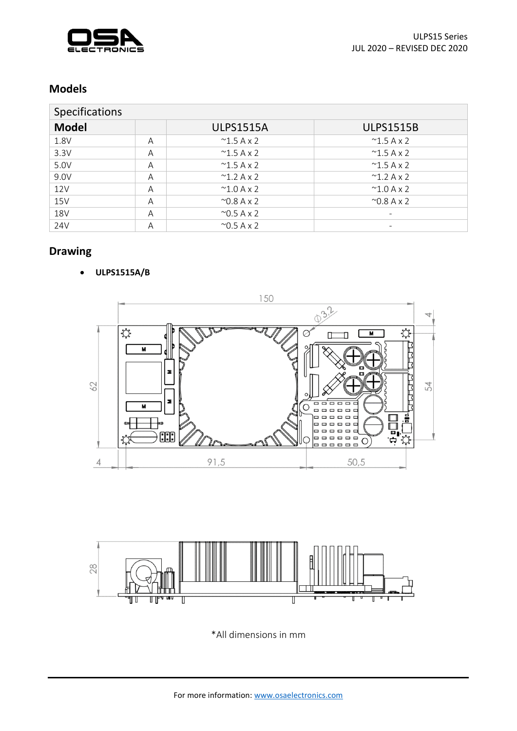## Models

| Specifications | | | |
|---|---|---|---|
| **Model** | | ULPS1515A | ULPS1515B |
| 1.8V | A | ~1.5 A x 2 | ~1.5 A x 2 |
| 3.3V | A | ~1.5 A x 2 | ~1.5 A x 2 |
| 5.0V | A | ~1.5 A x 2 | ~1.5 A x 2 |
| 9.0V | A | ~1.2 A x 2 | ~1.2 A x 2 |
| 12V | A | ~1.0 A x 2 | ~1.0 A x 2 |
| 15V | A | ~0.8 A x 2 | ~0.8 A x 2 |
| 18V | A | ~0.5 A x 2 | - |
| 24V | A | ~0.5 A x 2 | - |

## Drawing

- **ULPS1515A/B**

150
Φ3,2
4
62
54
4
91,5
50,5
28

*All dimensions in mm

For more information: www.osaelectronics.com